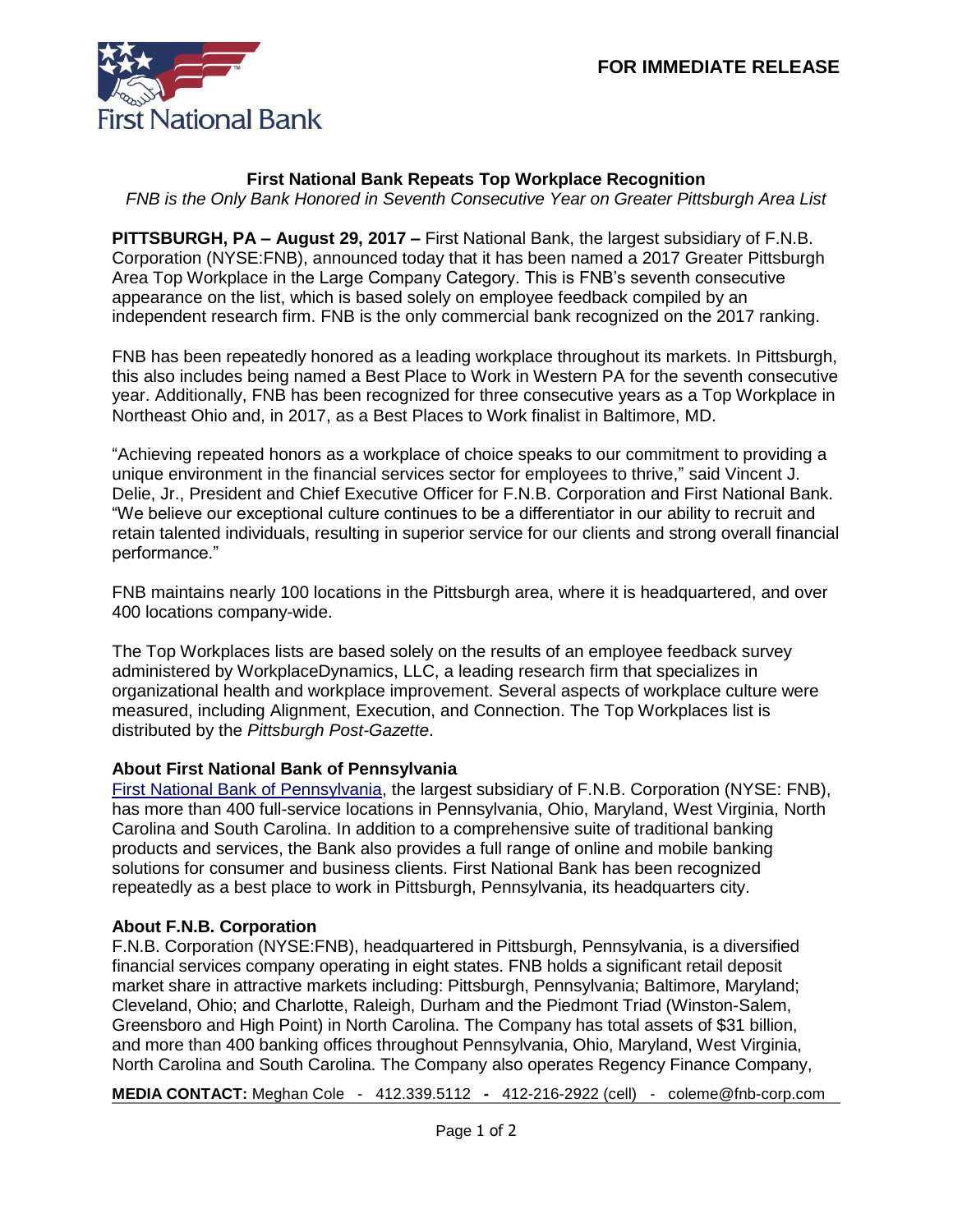**FOR IMMEDIATE RELEASE**

# First National Bank Repeats Top Workplace Recognition

*FNB is the Only Bank Honored in Seventh Consecutive Year on Greater Pittsburgh Area List*

**PITTSBURGH, PA – August 29, 2017 –** First National Bank, the largest subsidiary of F.N.B. Corporation (NYSE:FNB), announced today that it has been named a 2017 Greater Pittsburgh Area Top Workplace in the Large Company Category. This is FNB's seventh consecutive appearance on the list, which is based solely on employee feedback compiled by an independent research firm. FNB is the only commercial bank recognized on the 2017 ranking.

FNB has been repeatedly honored as a leading workplace throughout its markets. In Pittsburgh, this also includes being named a Best Place to Work in Western PA for the seventh consecutive year. Additionally, FNB has been recognized for three consecutive years as a Top Workplace in Northeast Ohio and, in 2017, as a Best Places to Work finalist in Baltimore, MD.

"Achieving repeated honors as a workplace of choice speaks to our commitment to providing a unique environment in the financial services sector for employees to thrive," said Vincent J. Delie, Jr., President and Chief Executive Officer for F.N.B. Corporation and First National Bank. "We believe our exceptional culture continues to be a differentiator in our ability to recruit and retain talented individuals, resulting in superior service for our clients and strong overall financial performance."

FNB maintains nearly 100 locations in the Pittsburgh area, where it is headquartered, and over 400 locations company-wide.

The Top Workplaces lists are based solely on the results of an employee feedback survey administered by WorkplaceDynamics, LLC, a leading research firm that specializes in organizational health and workplace improvement. Several aspects of workplace culture were measured, including Alignment, Execution, and Connection. The Top Workplaces list is distributed by the *Pittsburgh Post-Gazette*.

### About First National Bank of Pennsylvania

First National Bank of Pennsylvania, the largest subsidiary of F.N.B. Corporation (NYSE: FNB), has more than 400 full-service locations in Pennsylvania, Ohio, Maryland, West Virginia, North Carolina and South Carolina. In addition to a comprehensive suite of traditional banking products and services, the Bank also provides a full range of online and mobile banking solutions for consumer and business clients. First National Bank has been recognized repeatedly as a best place to work in Pittsburgh, Pennsylvania, its headquarters city.

### About F.N.B. Corporation

F.N.B. Corporation (NYSE:FNB), headquartered in Pittsburgh, Pennsylvania, is a diversified financial services company operating in eight states. FNB holds a significant retail deposit market share in attractive markets including: Pittsburgh, Pennsylvania; Baltimore, Maryland; Cleveland, Ohio; and Charlotte, Raleigh, Durham and the Piedmont Triad (Winston-Salem, Greensboro and High Point) in North Carolina. The Company has total assets of $31 billion, and more than 400 banking offices throughout Pennsylvania, Ohio, Maryland, West Virginia, North Carolina and South Carolina. The Company also operates Regency Finance Company,

**MEDIA CONTACT:** Meghan Cole - 412.339.5112 **-** 412-216-2922 (cell) - coleme@fnb-corp.com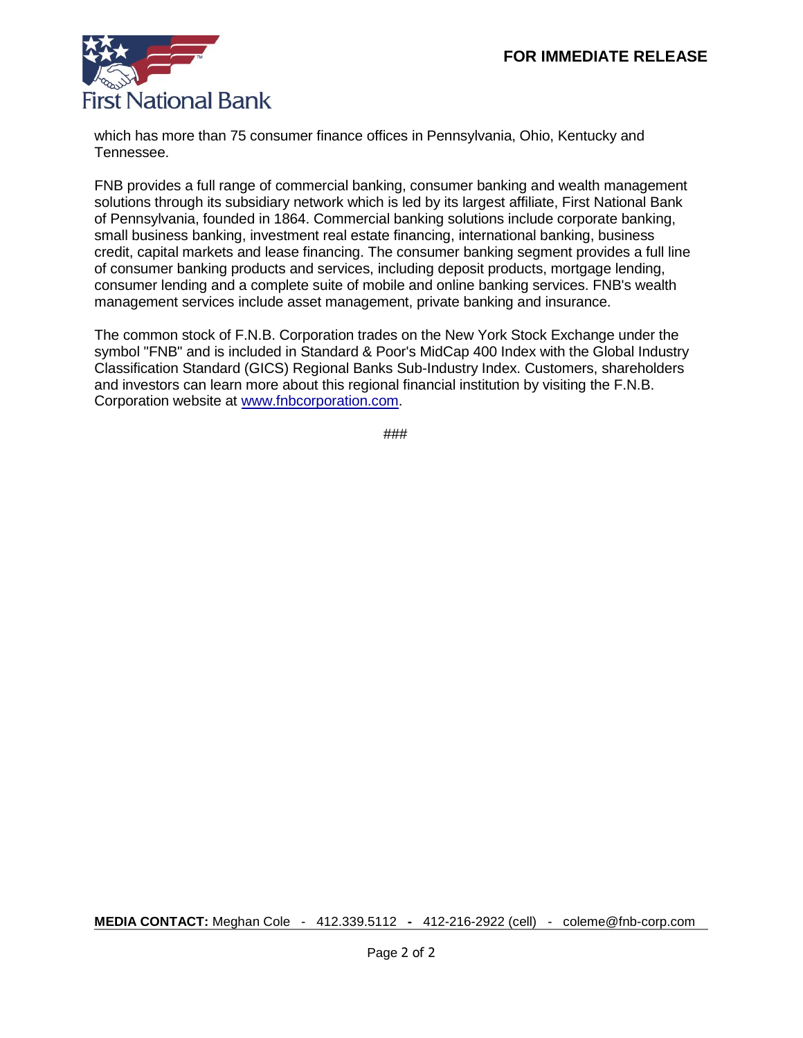which has more than 75 consumer finance offices in Pennsylvania, Ohio, Kentucky and Tennessee.

FNB provides a full range of commercial banking, consumer banking and wealth management solutions through its subsidiary network which is led by its largest affiliate, First National Bank of Pennsylvania, founded in 1864. Commercial banking solutions include corporate banking, small business banking, investment real estate financing, international banking, business credit, capital markets and lease financing. The consumer banking segment provides a full line of consumer banking products and services, including deposit products, mortgage lending, consumer lending and a complete suite of mobile and online banking services. FNB's wealth management services include asset management, private banking and insurance.

The common stock of F.N.B. Corporation trades on the New York Stock Exchange under the symbol "FNB" and is included in Standard & Poor's MidCap 400 Index with the Global Industry Classification Standard (GICS) Regional Banks Sub-Industry Index. Customers, shareholders and investors can learn more about this regional financial institution by visiting the F.N.B. Corporation website at www.fnbcorporation.com.

###

**MEDIA CONTACT:** Meghan Cole - 412.339.5112 - 412-216-2922 (cell) - coleme@fnb-corp.com